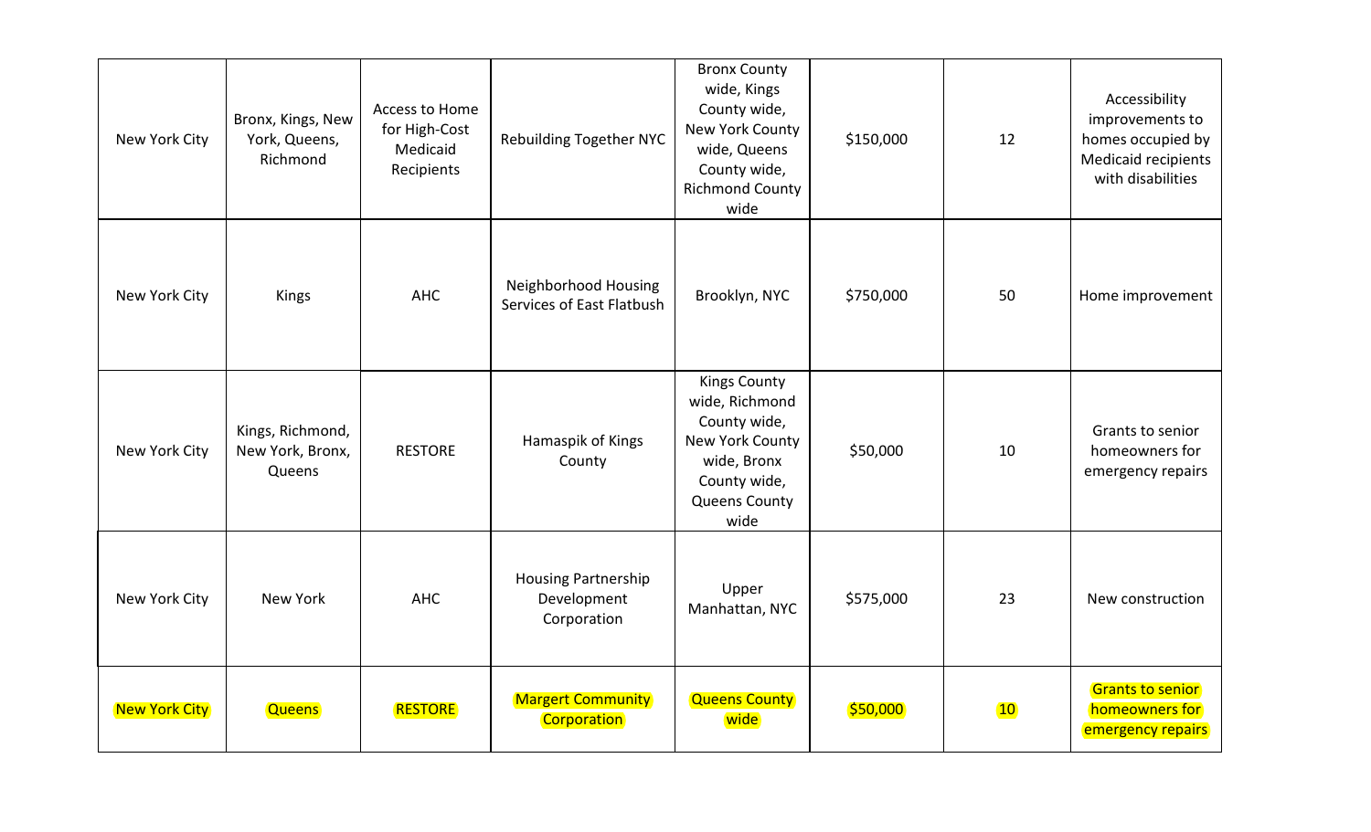| New York City | Bronx, Kings, New York, Queens, Richmond | Access to Home for High-Cost Medicaid Recipients | Rebuilding Together NYC | Bronx County wide, Kings County wide, New York County wide, Queens County wide, Richmond County wide | $150,000 | 12 | Accessibility improvements to homes occupied by Medicaid recipients with disabilities |
|---|---|---|---|---|---|---|---|
| New York City | Kings | AHC | Neighborhood Housing Services of East Flatbush | Brooklyn, NYC | $750,000 | 50 | Home improvement |
| New York City | Kings, Richmond, New York, Bronx, Queens | RESTORE | Hamaspik of Kings County | Kings County wide, Richmond County wide, New York County wide, Bronx County wide, Queens County wide | $50,000 | 10 | Grants to senior homeowners for emergency repairs |
| New York City | New York | AHC | Housing Partnership Development Corporation | Upper Manhattan, NYC | $575,000 | 23 | New construction |
| New York City | Queens | RESTORE | Margert Community Corporation | Queens County wide | $50,000 | 10 | Grants to senior homeowners for emergency repairs |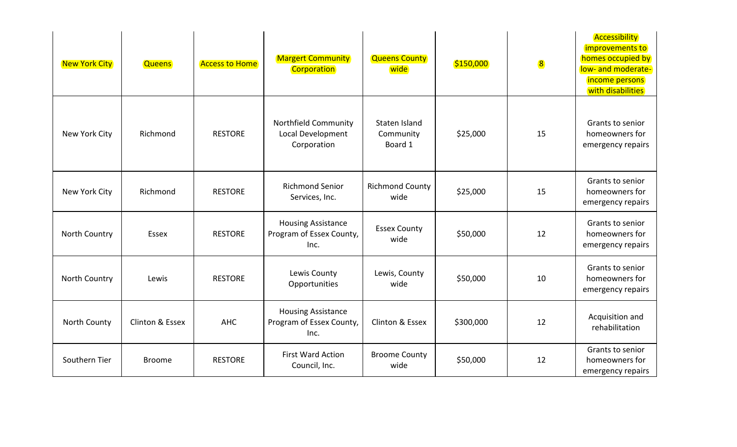| | | | | | | | |
|---|---|---|---|---|---|---|---|
| New York City | Queens | Access to Home | Margert Community Corporation | Queens County wide | $150,000 | 8 | Accessibility improvements to homes occupied by low- and moderate-income persons with disabilities |
| New York City | Richmond | RESTORE | Northfield Community Local Development Corporation | Staten Island Community Board 1 | $25,000 | 15 | Grants to senior homeowners for emergency repairs |
| New York City | Richmond | RESTORE | Richmond Senior Services, Inc. | Richmond County wide | $25,000 | 15 | Grants to senior homeowners for emergency repairs |
| North Country | Essex | RESTORE | Housing Assistance Program of Essex County, Inc. | Essex County wide | $50,000 | 12 | Grants to senior homeowners for emergency repairs |
| North Country | Lewis | RESTORE | Lewis County Opportunities | Lewis, County wide | $50,000 | 10 | Grants to senior homeowners for emergency repairs |
| North County | Clinton & Essex | AHC | Housing Assistance Program of Essex County, Inc. | Clinton & Essex | $300,000 | 12 | Acquisition and rehabilitation |
| Southern Tier | Broome | RESTORE | First Ward Action Council, Inc. | Broome County wide | $50,000 | 12 | Grants to senior homeowners for emergency repairs |